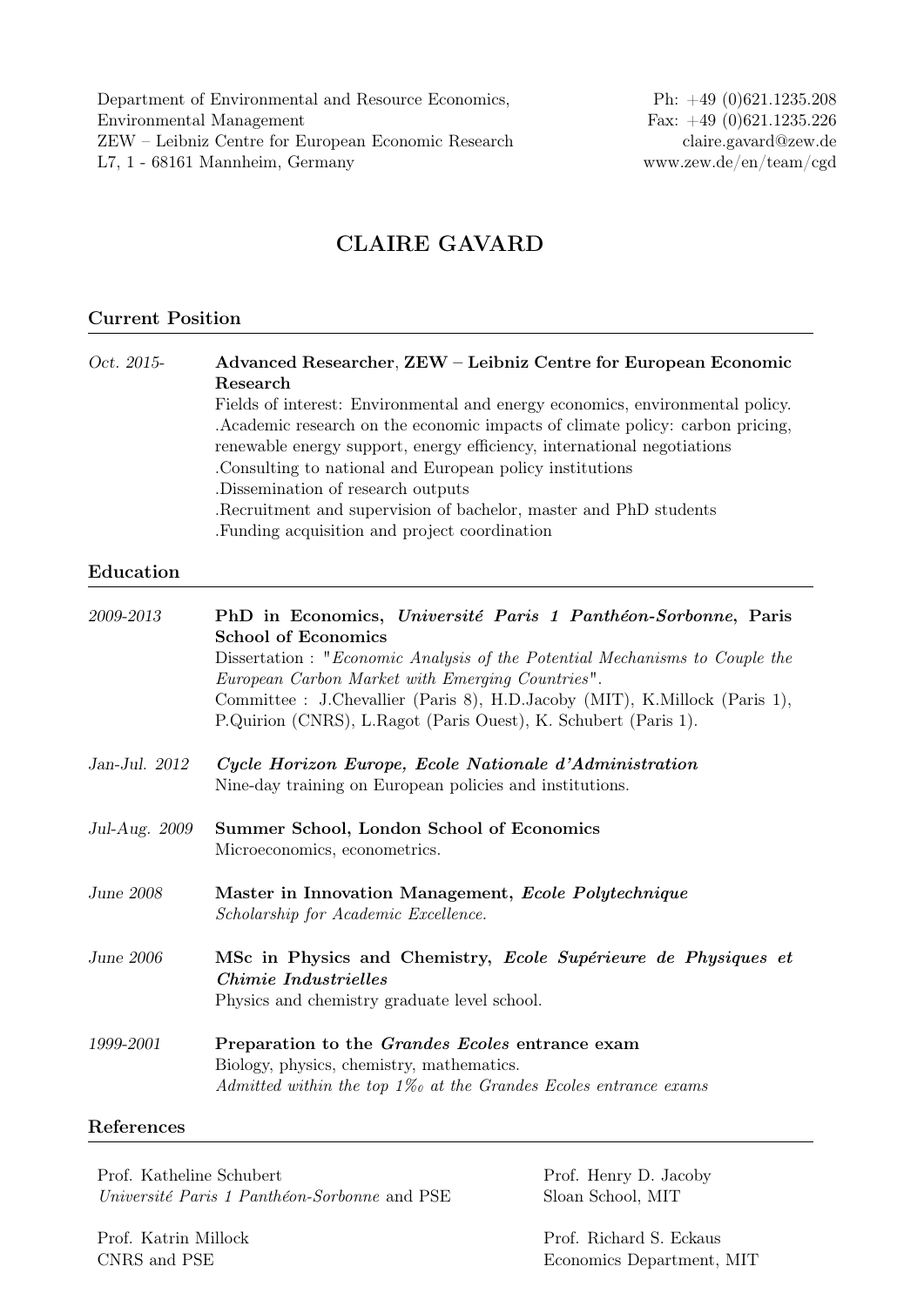Department of Environmental and Resource Economics,
Environmental Management
ZEW – Leibniz Centre for European Economic Research
L7, 1 - 68161 Mannheim, Germany

Ph: +49 (0)621.1235.208
Fax: +49 (0)621.1235.226
claire.gavard@zew.de
www.zew.de/en/team/cgd

# CLAIRE GAVARD

## Current Position

*Oct. 2015-* **Advanced Researcher**, **ZEW – Leibniz Centre for European Economic Research**
Fields of interest: Environmental and energy economics, environmental policy.
.Academic research on the economic impacts of climate policy: carbon pricing, renewable energy support, energy efficiency, international negotiations
.Consulting to national and European policy institutions
.Dissemination of research outputs
.Recruitment and supervision of bachelor, master and PhD students
.Funding acquisition and project coordination

## Education

*2009-2013* **PhD in Economics, *Université Paris 1 Panthéon-Sorbonne*, Paris School of Economics**
Dissertation : "*Economic Analysis of the Potential Mechanisms to Couple the European Carbon Market with Emerging Countries*".
Committee : J.Chevallier (Paris 8), H.D.Jacoby (MIT), K.Millock (Paris 1), P.Quirion (CNRS), L.Ragot (Paris Ouest), K. Schubert (Paris 1).

*Jan-Jul. 2012* ***Cycle Horizon Europe, Ecole Nationale d'Administration***
Nine-day training on European policies and institutions.

*Jul-Aug. 2009* **Summer School, London School of Economics**
Microeconomics, econometrics.

*June 2008* **Master in Innovation Management, *Ecole Polytechnique***
*Scholarship for Academic Excellence.*

*June 2006* **MSc in Physics and Chemistry, *Ecole Supérieure de Physiques et Chimie Industrielles***
Physics and chemistry graduate level school.

*1999-2001* **Preparation to the *Grandes Ecoles* entrance exam**
Biology, physics, chemistry, mathematics.
*Admitted within the top 1‰ at the Grandes Ecoles entrance exams*

## References

Prof. Katheline Schubert
*Université Paris 1 Panthéon-Sorbonne* and PSE

Prof. Henry D. Jacoby
Sloan School, MIT

Prof. Katrin Millock
CNRS and PSE

Prof. Richard S. Eckaus
Economics Department, MIT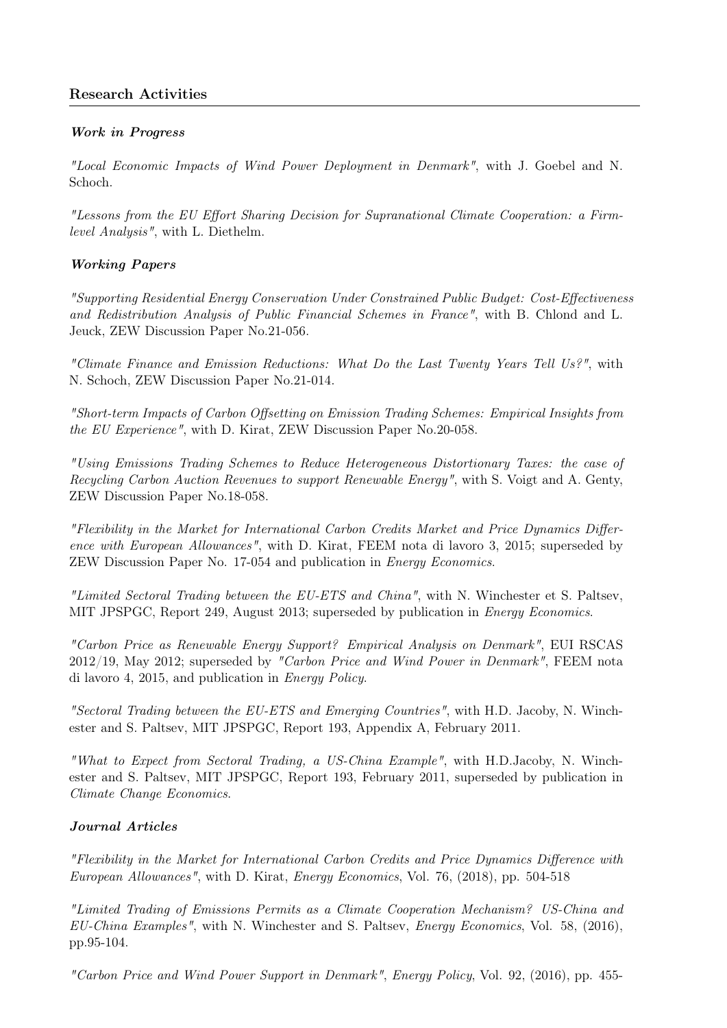## Research Activities

### *Work in Progress*

*"Local Economic Impacts of Wind Power Deployment in Denmark"*, with J. Goebel and N. Schoch.

*"Lessons from the EU Effort Sharing Decision for Supranational Climate Cooperation: a Firm-level Analysis"*, with L. Diethelm.

### *Working Papers*

*"Supporting Residential Energy Conservation Under Constrained Public Budget: Cost-Effectiveness and Redistribution Analysis of Public Financial Schemes in France"*, with B. Chlond and L. Jeuck, ZEW Discussion Paper No.21-056.

*"Climate Finance and Emission Reductions: What Do the Last Twenty Years Tell Us?"*, with N. Schoch, ZEW Discussion Paper No.21-014.

*"Short-term Impacts of Carbon Offsetting on Emission Trading Schemes: Empirical Insights from the EU Experience"*, with D. Kirat, ZEW Discussion Paper No.20-058.

*"Using Emissions Trading Schemes to Reduce Heterogeneous Distortionary Taxes: the case of Recycling Carbon Auction Revenues to support Renewable Energy"*, with S. Voigt and A. Genty, ZEW Discussion Paper No.18-058.

*"Flexibility in the Market for International Carbon Credits Market and Price Dynamics Difference with European Allowances"*, with D. Kirat, FEEM nota di lavoro 3, 2015; superseded by ZEW Discussion Paper No. 17-054 and publication in *Energy Economics*.

*"Limited Sectoral Trading between the EU-ETS and China"*, with N. Winchester et S. Paltsev, MIT JPSPGC, Report 249, August 2013; superseded by publication in *Energy Economics*.

*"Carbon Price as Renewable Energy Support? Empirical Analysis on Denmark"*, EUI RSCAS 2012/19, May 2012; superseded by *"Carbon Price and Wind Power in Denmark"*, FEEM nota di lavoro 4, 2015, and publication in *Energy Policy*.

*"Sectoral Trading between the EU-ETS and Emerging Countries"*, with H.D. Jacoby, N. Winchester and S. Paltsev, MIT JPSPGC, Report 193, Appendix A, February 2011.

*"What to Expect from Sectoral Trading, a US-China Example"*, with H.D.Jacoby, N. Winchester and S. Paltsev, MIT JPSPGC, Report 193, February 2011, superseded by publication in *Climate Change Economics*.

### *Journal Articles*

*"Flexibility in the Market for International Carbon Credits and Price Dynamics Difference with European Allowances"*, with D. Kirat, *Energy Economics*, Vol. 76, (2018), pp. 504-518

*"Limited Trading of Emissions Permits as a Climate Cooperation Mechanism? US-China and EU-China Examples"*, with N. Winchester and S. Paltsev, *Energy Economics*, Vol. 58, (2016), pp.95-104.

*"Carbon Price and Wind Power Support in Denmark"*, *Energy Policy*, Vol. 92, (2016), pp. 455-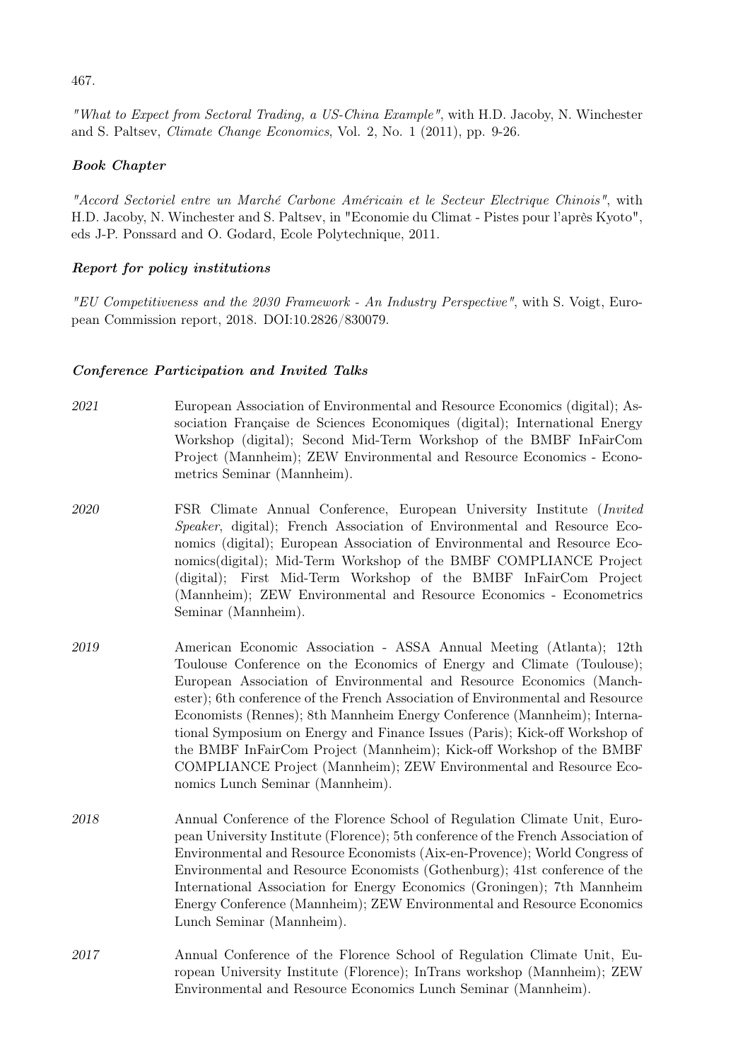467.

*"What to Expect from Sectoral Trading, a US-China Example"*, with H.D. Jacoby, N. Winchester and S. Paltsev, *Climate Change Economics*, Vol. 2, No. 1 (2011), pp. 9-26.

***Book Chapter***

*"Accord Sectoriel entre un Marché Carbone Américain et le Secteur Electrique Chinois"*, with H.D. Jacoby, N. Winchester and S. Paltsev, in "Economie du Climat - Pistes pour l'après Kyoto", eds J-P. Ponssard and O. Godard, Ecole Polytechnique, 2011.

***Report for policy institutions***

*"EU Competitiveness and the 2030 Framework - An Industry Perspective"*, with S. Voigt, European Commission report, 2018. DOI:10.2826/830079.

***Conference Participation and Invited Talks***

*2021* European Association of Environmental and Resource Economics (digital); Association Française de Sciences Economiques (digital); International Energy Workshop (digital); Second Mid-Term Workshop of the BMBF InFairCom Project (Mannheim); ZEW Environmental and Resource Economics - Econometrics Seminar (Mannheim).

*2020* FSR Climate Annual Conference, European University Institute (*Invited Speaker*, digital); French Association of Environmental and Resource Economics (digital); European Association of Environmental and Resource Economics(digital); Mid-Term Workshop of the BMBF COMPLIANCE Project (digital); First Mid-Term Workshop of the BMBF InFairCom Project (Mannheim); ZEW Environmental and Resource Economics - Econometrics Seminar (Mannheim).

*2019* American Economic Association - ASSA Annual Meeting (Atlanta); 12th Toulouse Conference on the Economics of Energy and Climate (Toulouse); European Association of Environmental and Resource Economics (Manchester); 6th conference of the French Association of Environmental and Resource Economists (Rennes); 8th Mannheim Energy Conference (Mannheim); International Symposium on Energy and Finance Issues (Paris); Kick-off Workshop of the BMBF InFairCom Project (Mannheim); Kick-off Workshop of the BMBF COMPLIANCE Project (Mannheim); ZEW Environmental and Resource Economics Lunch Seminar (Mannheim).

*2018* Annual Conference of the Florence School of Regulation Climate Unit, European University Institute (Florence); 5th conference of the French Association of Environmental and Resource Economists (Aix-en-Provence); World Congress of Environmental and Resource Economists (Gothenburg); 41st conference of the International Association for Energy Economics (Groningen); 7th Mannheim Energy Conference (Mannheim); ZEW Environmental and Resource Economics Lunch Seminar (Mannheim).

*2017* Annual Conference of the Florence School of Regulation Climate Unit, European University Institute (Florence); InTrans workshop (Mannheim); ZEW Environmental and Resource Economics Lunch Seminar (Mannheim).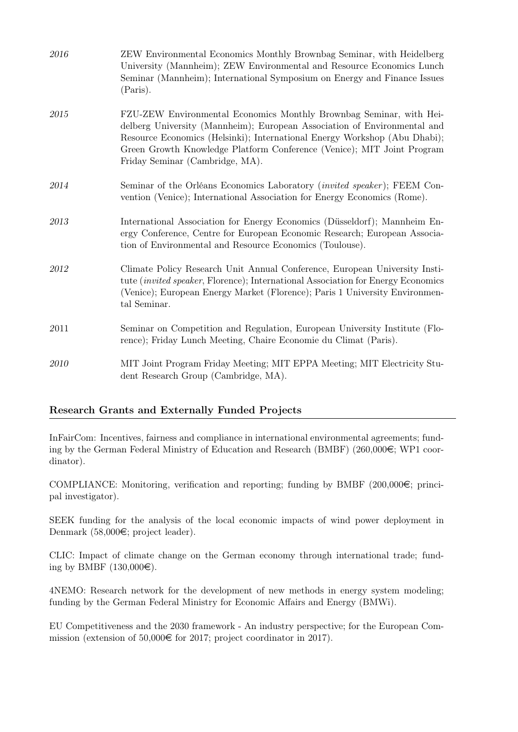*2016* ZEW Environmental Economics Monthly Brownbag Seminar, with Heidelberg University (Mannheim); ZEW Environmental and Resource Economics Lunch Seminar (Mannheim); International Symposium on Energy and Finance Issues (Paris).

*2015* FZU-ZEW Environmental Economics Monthly Brownbag Seminar, with Heidelberg University (Mannheim); European Association of Environmental and Resource Economics (Helsinki); International Energy Workshop (Abu Dhabi); Green Growth Knowledge Platform Conference (Venice); MIT Joint Program Friday Seminar (Cambridge, MA).

*2014* Seminar of the Orléans Economics Laboratory (*invited speaker*); FEEM Convention (Venice); International Association for Energy Economics (Rome).

*2013* International Association for Energy Economics (Düsseldorf); Mannheim Energy Conference, Centre for European Economic Research; European Association of Environmental and Resource Economics (Toulouse).

*2012* Climate Policy Research Unit Annual Conference, European University Institute (*invited speaker*, Florence); International Association for Energy Economics (Venice); European Energy Market (Florence); Paris 1 University Environmental Seminar.

2011 Seminar on Competition and Regulation, European University Institute (Florence); Friday Lunch Meeting, Chaire Economie du Climat (Paris).

*2010* MIT Joint Program Friday Meeting; MIT EPPA Meeting; MIT Electricity Student Research Group (Cambridge, MA).

## Research Grants and Externally Funded Projects

InFairCom: Incentives, fairness and compliance in international environmental agreements; funding by the German Federal Ministry of Education and Research (BMBF) (260,000€; WP1 coordinator).

COMPLIANCE: Monitoring, verification and reporting; funding by BMBF (200,000€; principal investigator).

SEEK funding for the analysis of the local economic impacts of wind power deployment in Denmark (58,000€; project leader).

CLIC: Impact of climate change on the German economy through international trade; funding by BMBF (130,000€).

4NEMO: Research network for the development of new methods in energy system modeling; funding by the German Federal Ministry for Economic Affairs and Energy (BMWi).

EU Competitiveness and the 2030 framework - An industry perspective; for the European Commission (extension of 50,000€ for 2017; project coordinator in 2017).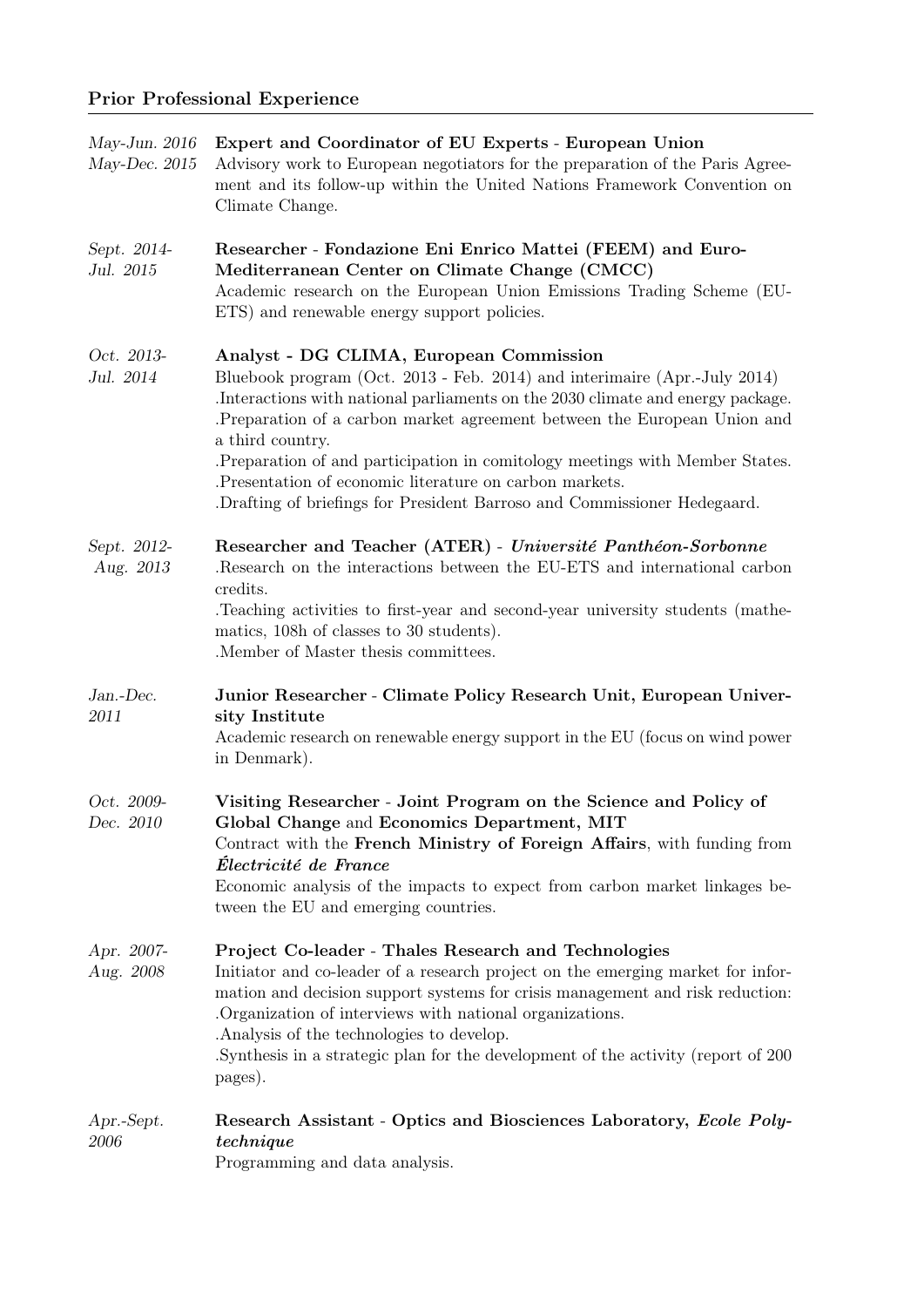## Prior Professional Experience

*May-Jun. 2016*
*May-Dec. 2015*
**Expert and Coordinator of EU Experts - European Union**
Advisory work to European negotiators for the preparation of the Paris Agreement and its follow-up within the United Nations Framework Convention on Climate Change.

*Sept. 2014-Jul. 2015*
**Researcher - Fondazione Eni Enrico Mattei (FEEM) and Euro-Mediterranean Center on Climate Change (CMCC)**
Academic research on the European Union Emissions Trading Scheme (EU-ETS) and renewable energy support policies.

*Oct. 2013-Jul. 2014*
**Analyst - DG CLIMA, European Commission**
Bluebook program (Oct. 2013 - Feb. 2014) and interimaire (Apr.-July 2014)
.Interactions with national parliaments on the 2030 climate and energy package.
.Preparation of a carbon market agreement between the European Union and a third country.
.Preparation of and participation in comitology meetings with Member States.
.Presentation of economic literature on carbon markets.
.Drafting of briefings for President Barroso and Commissioner Hedegaard.

*Sept. 2012-Aug. 2013*
**Researcher and Teacher (ATER) - *Université Panthéon-Sorbonne***
.Research on the interactions between the EU-ETS and international carbon credits.
.Teaching activities to first-year and second-year university students (mathematics, 108h of classes to 30 students).
.Member of Master thesis committees.

*Jan.-Dec. 2011*
**Junior Researcher - Climate Policy Research Unit, European University Institute**
Academic research on renewable energy support in the EU (focus on wind power in Denmark).

*Oct. 2009-Dec. 2010*
**Visiting Researcher - Joint Program on the Science and Policy of Global Change and Economics Department, MIT**
Contract with the **French Ministry of Foreign Affairs**, with funding from ***Électricité de France***
Economic analysis of the impacts to expect from carbon market linkages between the EU and emerging countries.

*Apr. 2007-Aug. 2008*
**Project Co-leader - Thales Research and Technologies**
Initiator and co-leader of a research project on the emerging market for information and decision support systems for crisis management and risk reduction:
.Organization of interviews with national organizations.
.Analysis of the technologies to develop.
.Synthesis in a strategic plan for the development of the activity (report of 200 pages).

*Apr.-Sept. 2006*
**Research Assistant - Optics and Biosciences Laboratory, *Ecole Polytechnique***
Programming and data analysis.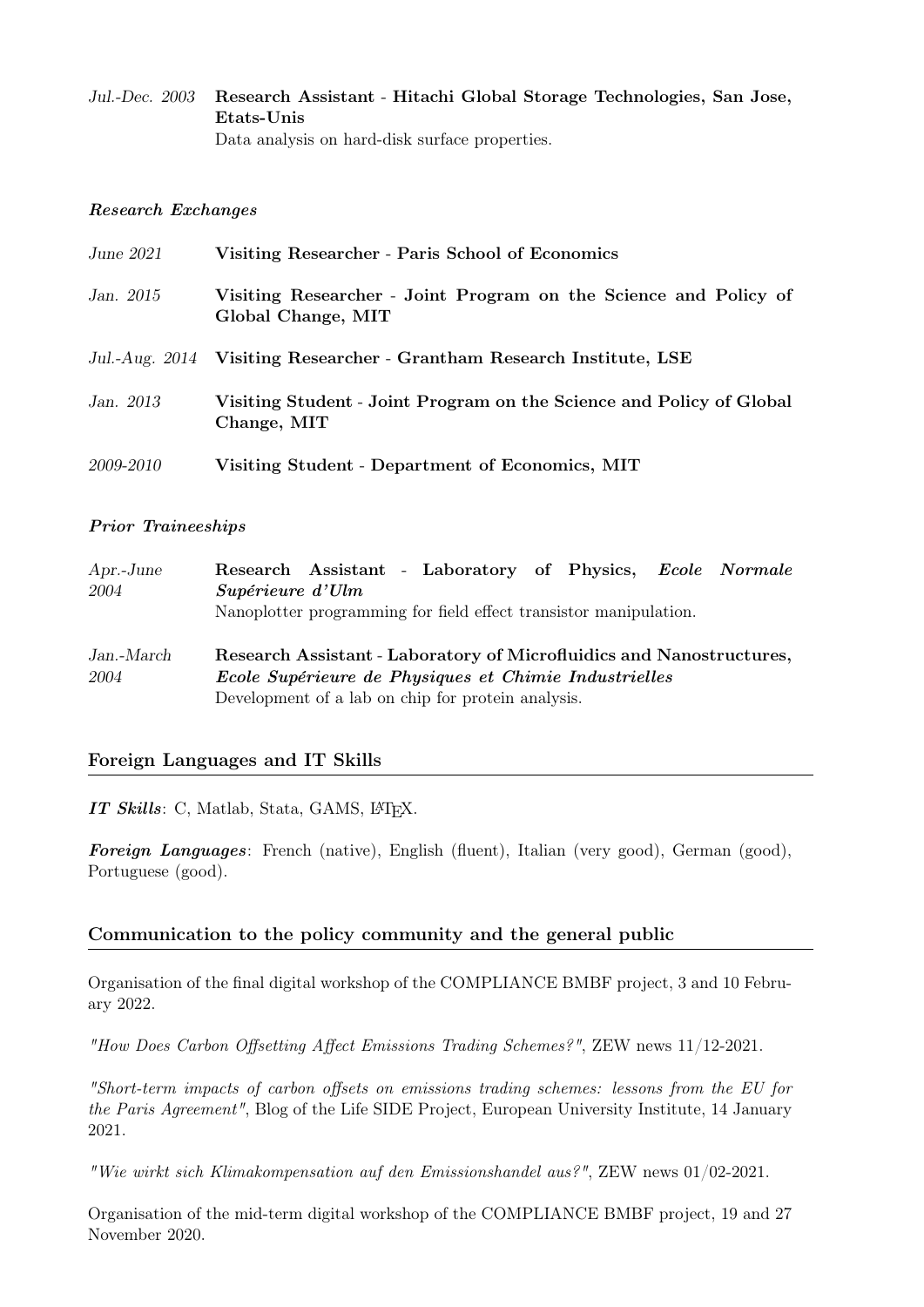*Jul.-Dec. 2003* **Research Assistant - Hitachi Global Storage Technologies, San Jose, Etats-Unis**
Data analysis on hard-disk surface properties.

### *Research Exchanges*

*June 2021* **Visiting Researcher - Paris School of Economics**

*Jan. 2015* **Visiting Researcher - Joint Program on the Science and Policy of Global Change, MIT**

*Jul.-Aug. 2014* **Visiting Researcher - Grantham Research Institute, LSE**

*Jan. 2013* **Visiting Student - Joint Program on the Science and Policy of Global Change, MIT**

*2009-2010* **Visiting Student - Department of Economics, MIT**

### *Prior Traineeships*

*Apr.-June 2004* **Research Assistant - Laboratory of Physics, *Ecole Normale Supérieure d'Ulm***
Nanoplotter programming for field effect transistor manipulation.

*Jan.-March 2004* **Research Assistant - Laboratory of Microfluidics and Nanostructures, *Ecole Supérieure de Physiques et Chimie Industrielles***
Development of a lab on chip for protein analysis.

## Foreign Languages and IT Skills

***IT Skills***: C, Matlab, Stata, GAMS, LaTeX.

***Foreign Languages***: French (native), English (fluent), Italian (very good), German (good), Portuguese (good).

## Communication to the policy community and the general public

Organisation of the final digital workshop of the COMPLIANCE BMBF project, 3 and 10 February 2022.

*"How Does Carbon Offsetting Affect Emissions Trading Schemes?"*, ZEW news 11/12-2021.

*"Short-term impacts of carbon offsets on emissions trading schemes: lessons from the EU for the Paris Agreement"*, Blog of the Life SIDE Project, European University Institute, 14 January 2021.

*"Wie wirkt sich Klimakompensation auf den Emissionshandel aus?"*, ZEW news 01/02-2021.

Organisation of the mid-term digital workshop of the COMPLIANCE BMBF project, 19 and 27 November 2020.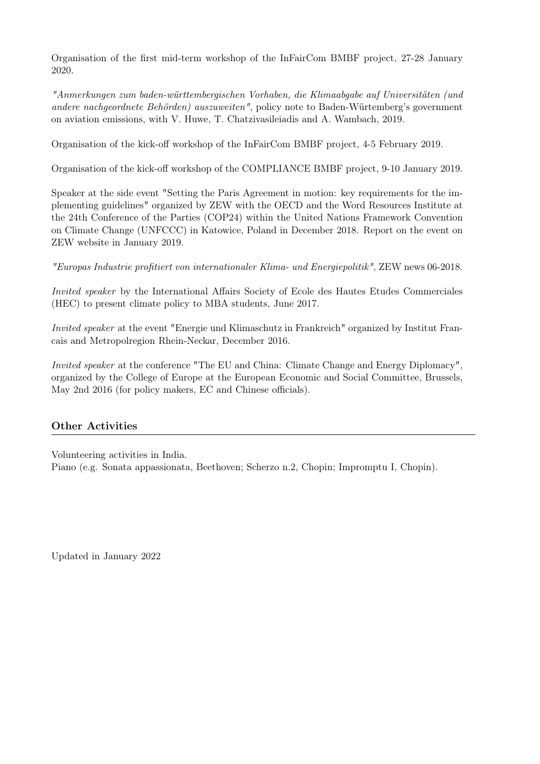Organisation of the first mid-term workshop of the InFairCom BMBF project, 27-28 January 2020.

*"Anmerkungen zum baden-württembergischen Vorhaben, die Klimaabgabe auf Universitäten (und andere nachgeordnete Behörden) auszuweiten"*, policy note to Baden-Würtemberg's government on aviation emissions, with V. Huwe, T. Chatzivasileiadis and A. Wambach, 2019.

Organisation of the kick-off workshop of the InFairCom BMBF project, 4-5 February 2019.

Organisation of the kick-off workshop of the COMPLIANCE BMBF project, 9-10 January 2019.

Speaker at the side event "Setting the Paris Agreement in motion: key requirements for the implementing guidelines" organized by ZEW with the OECD and the Word Resources Institute at the 24th Conference of the Parties (COP24) within the United Nations Framework Convention on Climate Change (UNFCCC) in Katowice, Poland in December 2018. Report on the event on ZEW website in January 2019.

*"Europas Industrie profitiert von internationaler Klima- und Energiepolitik"*, ZEW news 06-2018.

*Invited speaker* by the International Affairs Society of Ecole des Hautes Etudes Commerciales (HEC) to present climate policy to MBA students, June 2017.

*Invited speaker* at the event "Energie und Klimaschutz in Frankreich" organized by Institut Francais and Metropolregion Rhein-Neckar, December 2016.

*Invited speaker* at the conference "The EU and China: Climate Change and Energy Diplomacy", organized by the College of Europe at the European Economic and Social Committee, Brussels, May 2nd 2016 (for policy makers, EC and Chinese officials).

## Other Activities

Volunteering activities in India.
Piano (e.g. Sonata appassionata, Beethoven; Scherzo n.2, Chopin; Impromptu I, Chopin).

Updated in January 2022